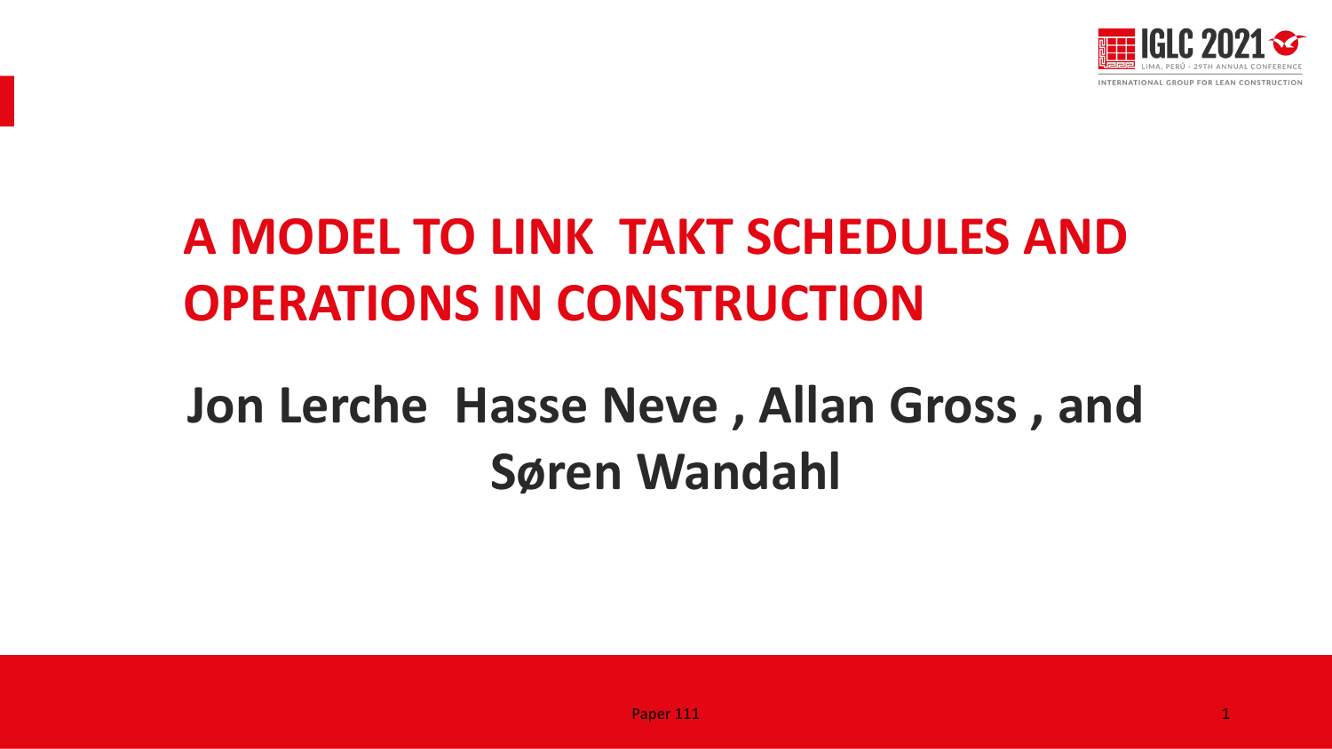# A MODEL TO LINK TAKT SCHEDULES AND OPERATIONS IN CONSTRUCTION

## Jon Lerche Hasse Neve , Allan Gross , and Søren Wandahl

Paper 111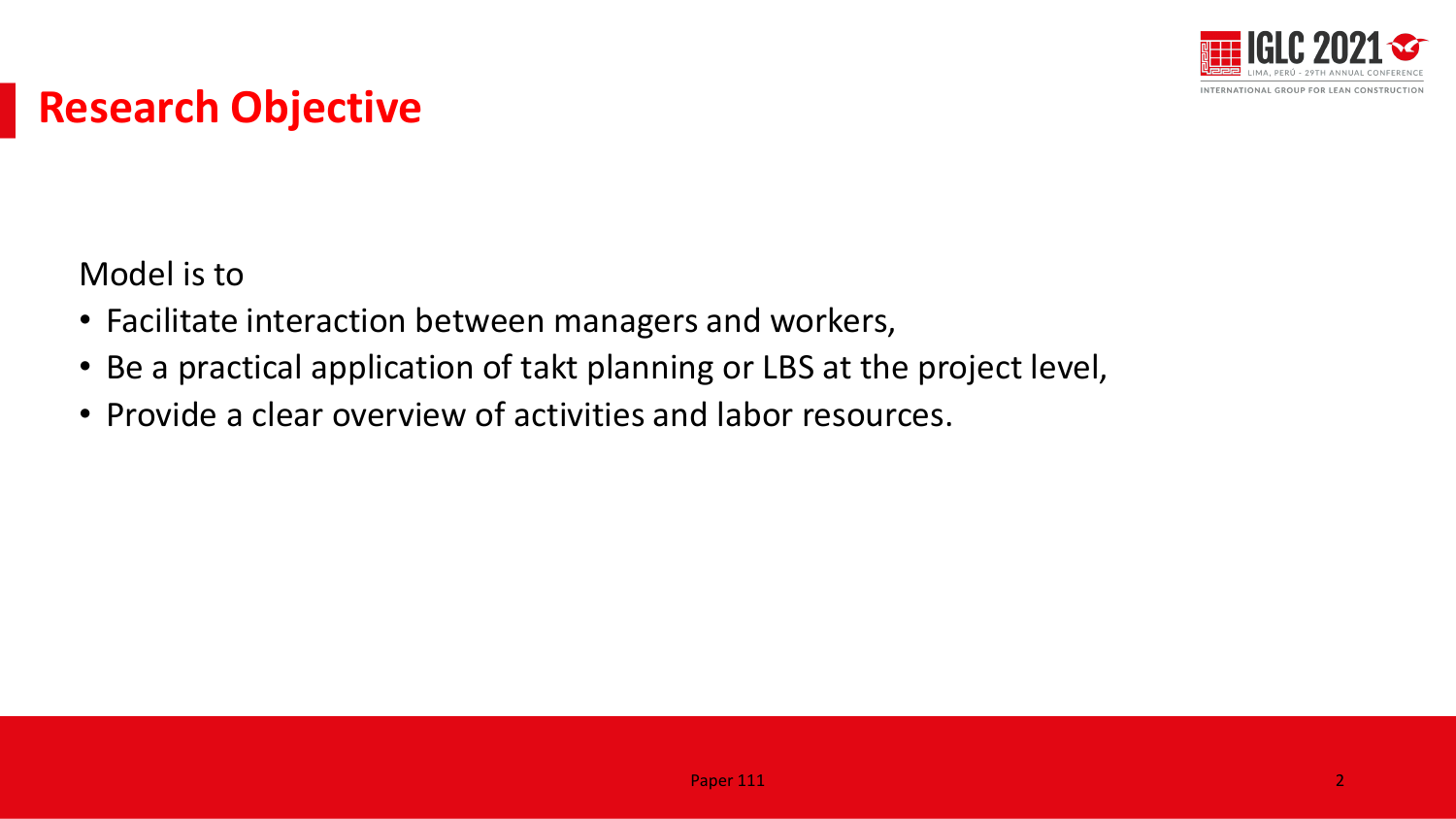# Research Objective

Model is to

- Facilitate interaction between managers and workers,
- Be a practical application of takt planning or LBS at the project level,
- Provide a clear overview of activities and labor resources.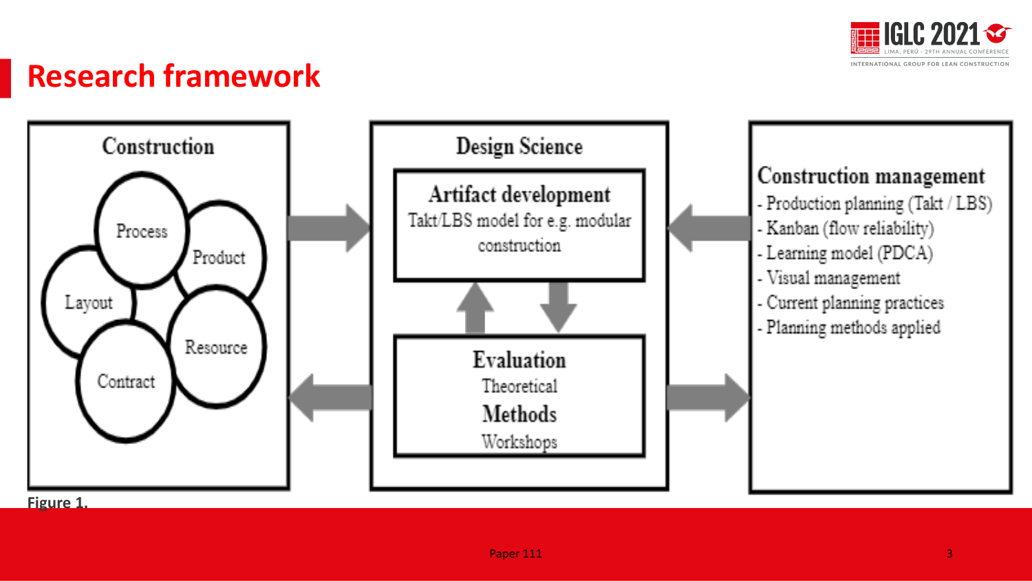# Research framework

## Construction

- Process
- Product
- Layout
- Resource
- Contract

## Design Science

**Artifact development**
Takt/LBS model for e.g. modular construction

**Evaluation**
Theoretical

**Methods**
Workshops

## Construction management

- Production planning (Takt / LBS)
- Kanban (flow reliability)
- Learning model (PDCA)
- Visual management
- Current planning practices
- Planning methods applied

**Figure 1.**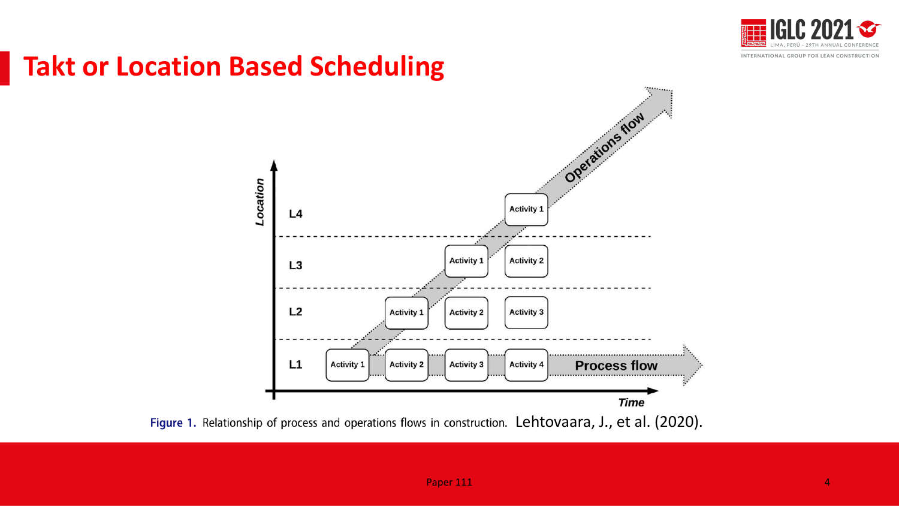# Takt or Location Based Scheduling

Figure 1. Relationship of process and operations flows in construction. Lehtovaara, J., et al. (2020).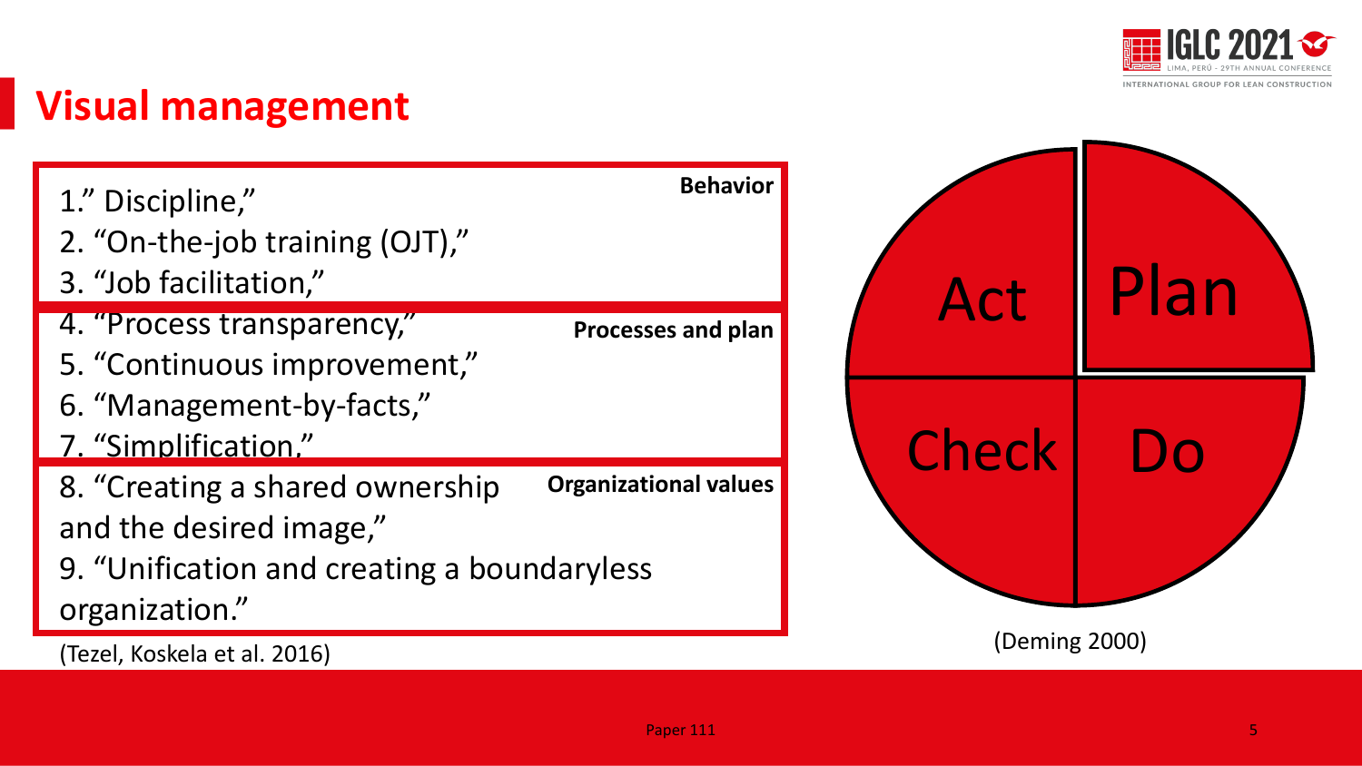# Visual management

**Behavior**

1." Discipline,"
2. "On-the-job training (OJT),"
3. "Job facilitation,"

**Processes and plan**

4. "Process transparency,"
5. "Continuous improvement,"
6. "Management-by-facts,"
7. "Simplification,"

**Organizational values**

8. "Creating a shared ownership and the desired image,"
9. "Unification and creating a boundaryless organization."

(Tezel, Koskela et al. 2016)

Act | Plan | Check | Do

(Deming 2000)

Paper 111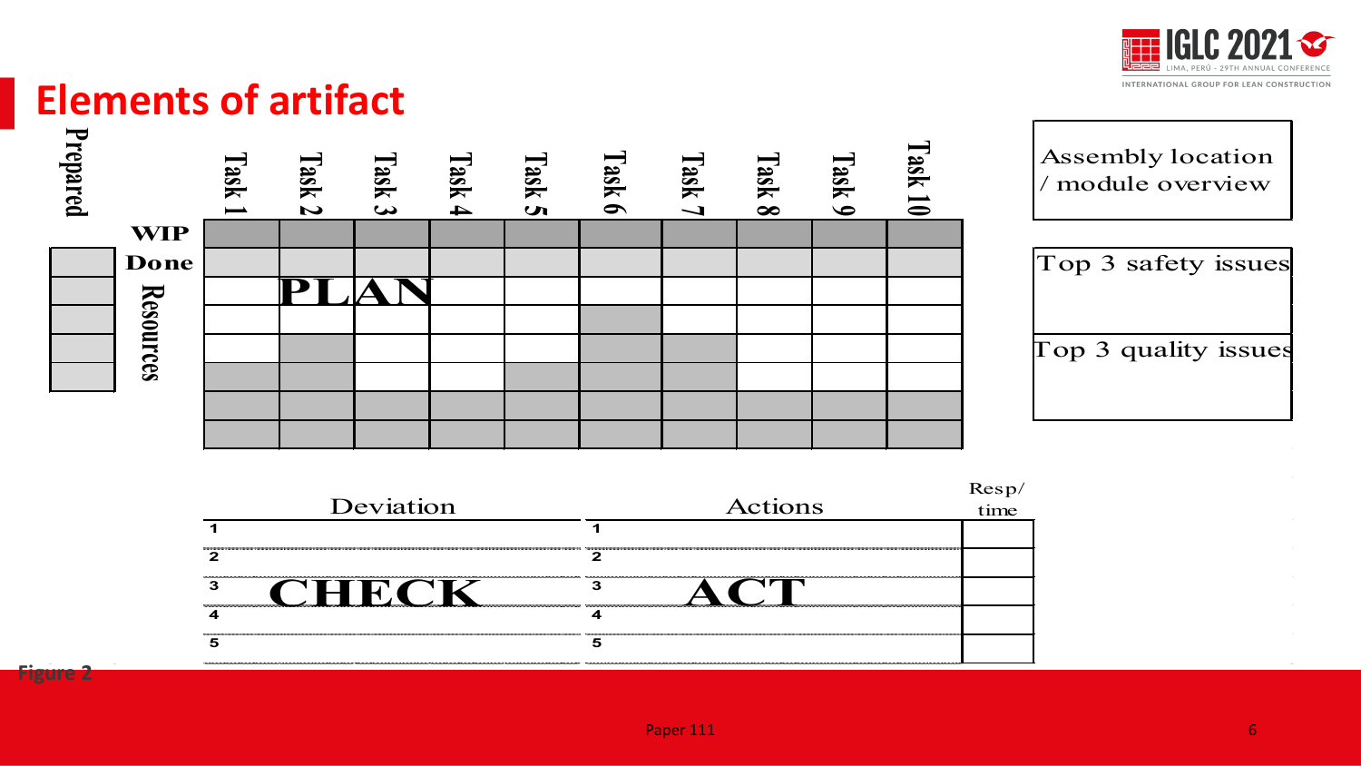## Elements of artifact

| Prepared | | Task 1 | Task 2 | Task 3 | Task 4 | Task 5 | Task 6 | Task 7 | Task 8 | Task 9 | Task 10 |
|---|---|---|---|---|---|---|---|---|---|---|---|
| | WIP | | | | | | | | | | |
| | Done | | | | | | | | | | |
| | Resources | | PLAN | | | | | | | | |
| | | | | | | | | | | | |
| | | | | | | | | | | | |
| | | | | | | | | | | | |
| | | | | | | | | | | | |
| | | | | | | | | | | | |

Assembly location / module overview

Top 3 safety issues

Top 3 quality issues

| | Deviation | | Actions | Resp/ time |
|---|---|---|---|---|
| 1 | | 1 | | |
| 2 | | 2 | | |
| 3 | CHECK | 3 | ACT | |
| 4 | | 4 | | |
| 5 | | 5 | | |

Figure 2

Paper 111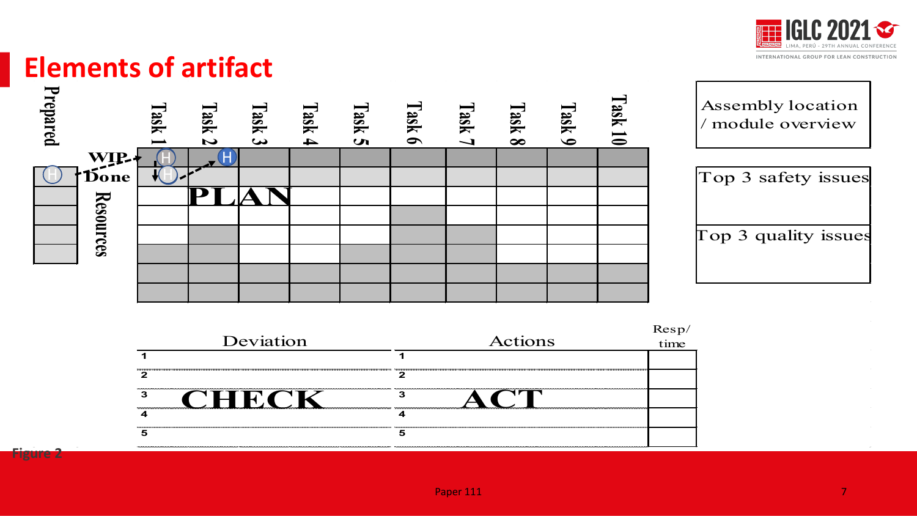## Elements of artifact

| Prepared | | Task 1 | Task 2 | Task 3 | Task 4 | Task 5 | Task 6 | Task 7 | Task 8 | Task 9 | Task 10 |
|---|---|---|---|---|---|---|---|---|---|---|---|
| | WIP | H | H | | | | | | | | |
| H | Done | H | | | | | | | | | |
| | Resources | | PLAN | | | | | | | | |
| | | | | | | | | | | | |
| | | | | | | | | | | | |
| | | | | | | | | | | | |
| | | | | | | | | | | | |
| | | | | | | | | | | | |

| Assembly location / module overview |
|---|
| |

| Top 3 safety issues |
|---|
| |

| Top 3 quality issues |
|---|
| |

| Deviation | Actions | Resp/ time |
|---|---|---|
| 1 | 1 | |
| 2 | 2 | |
| 3 CHECK | 3 ACT | |
| 4 | 4 | |
| 5 | 5 | |

Figure 2

Paper 111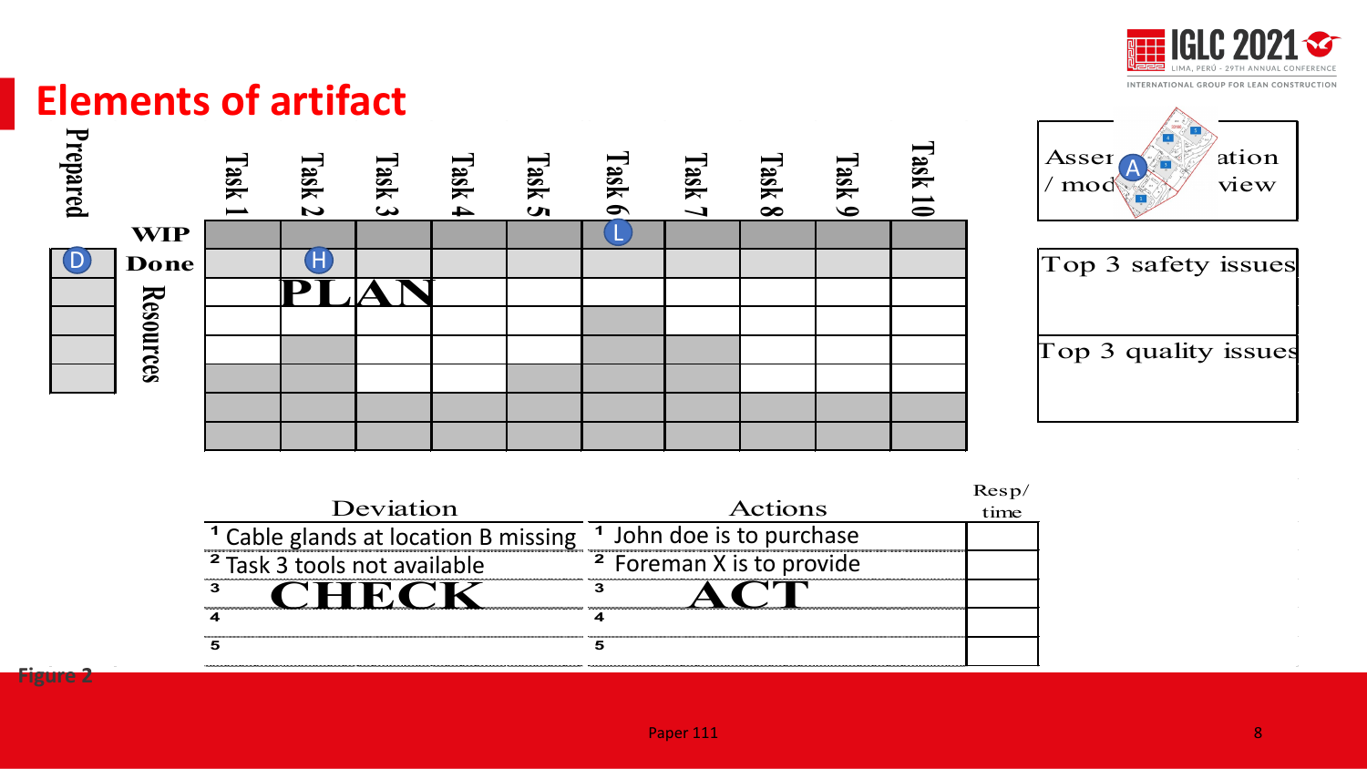# Elements of artifact

| Prepared | | Task 1 | Task 2 | Task 3 | Task 4 | Task 5 | Task 6 | Task 7 | Task 8 | Task 9 | Task 10 |
|---|---|---|---|---|---|---|---|---|---|---|---|
| | WIP | | | | | | L | | | | |
| D | Done | | H | | | | | | | | |
| | Resources | | PLAN | | | | | | | | |

Assembly / model view — A

Top 3 safety issues

Top 3 quality issues

| Deviation | Actions | Resp/ time |
|---|---|---|
| [1] Cable glands at location B missing | [1] John doe is to purchase | |
| [2] Task 3 tools not available | [2] Foreman X is to provide | |
| [3] CHECK | [3] ACT | |
| [4] | [4] | |
| [5] | [5] | |

Figure 2

Paper 111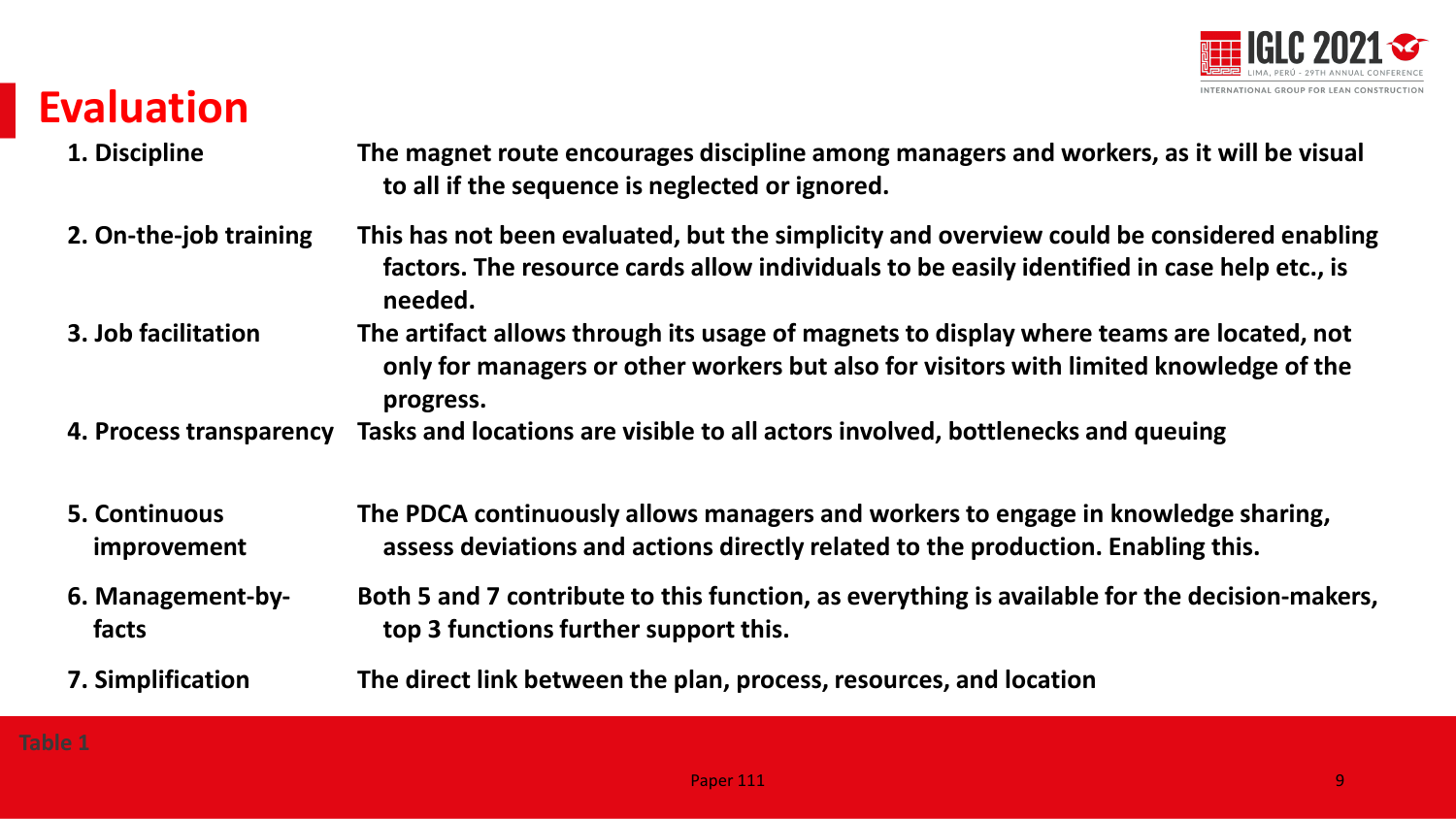# Evaluation

| | |
|---|---|
| **1. Discipline** | **The magnet route encourages discipline among managers and workers, as it will be visual to all if the sequence is neglected or ignored.** |
| **2. On-the-job training** | **This has not been evaluated, but the simplicity and overview could be considered enabling factors. The resource cards allow individuals to be easily identified in case help etc., is needed.** |
| **3. Job facilitation** | **The artifact allows through its usage of magnets to display where teams are located, not only for managers or other workers but also for visitors with limited knowledge of the progress.** |
| **4. Process transparency** | **Tasks and locations are visible to all actors involved, bottlenecks and queuing** |
| **5. Continuous improvement** | **The PDCA continuously allows managers and workers to engage in knowledge sharing, assess deviations and actions directly related to the production. Enabling this.** |
| **6. Management-by-facts** | **Both 5 and 7 contribute to this function, as everything is available for the decision-makers, top 3 functions further support this.** |
| **7. Simplification** | **The direct link between the plan, process, resources, and location** |

Table 1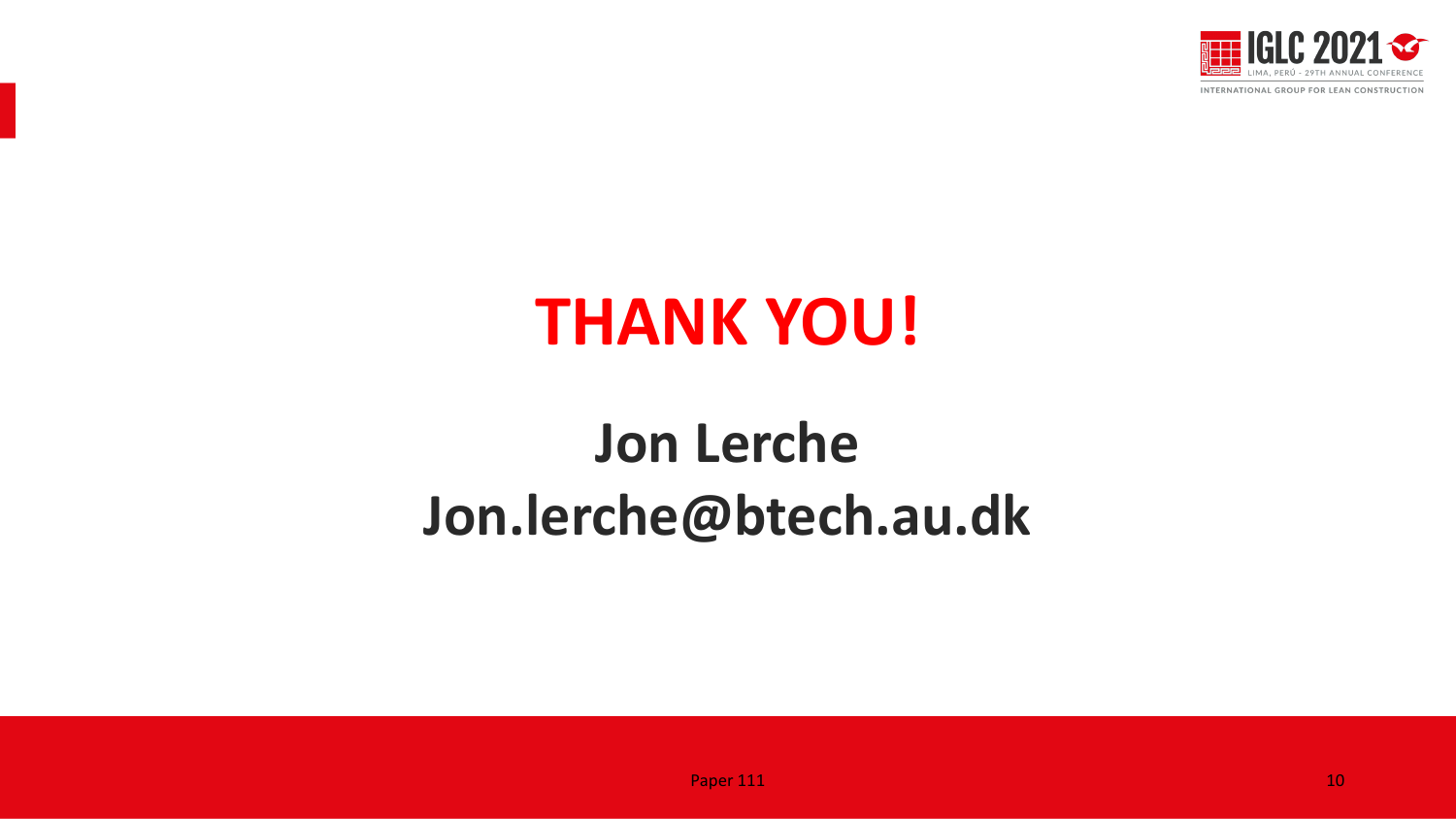# THANK YOU!

**Jon Lerche**

**Jon.lerche@btech.au.dk**